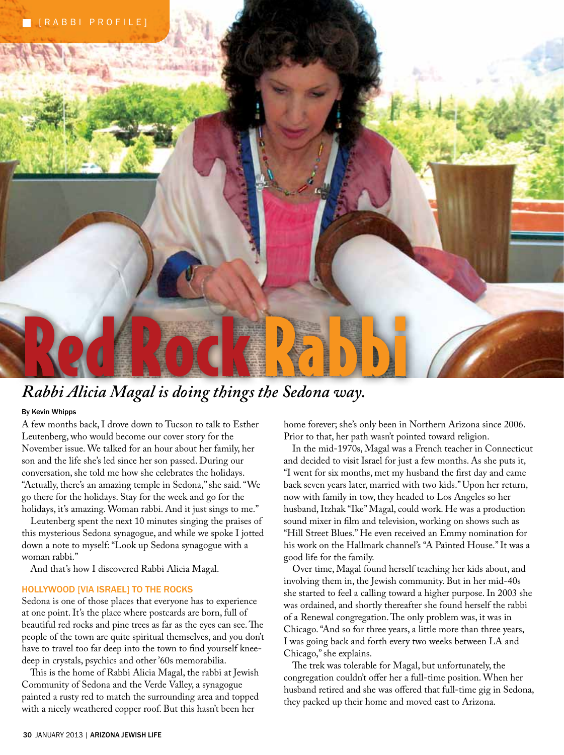[RABBI PROFILE]

# Red Rock Rabbi

*Rabbi Alicia Magal is doing things the Sedona way.*

By Kevin Whipps

A few months back, I drove down to Tucson to talk to Esther Leutenberg, who would become our cover story for the November issue. We talked for an hour about her family, her son and the life she's led since her son passed. During our conversation, she told me how she celebrates the holidays. "Actually, there's an amazing temple in Sedona," she said. "We go there for the holidays. Stay for the week and go for the holidays, it's amazing. Woman rabbi. And it just sings to me."

Leutenberg spent the next 10 minutes singing the praises of this mysterious Sedona synagogue, and while we spoke I jotted down a note to myself: "Look up Sedona synagogue with a woman rabbi."

And that's how I discovered Rabbi Alicia Magal.

## HOLLYWOOD [VIA ISRAEL] TO THE ROCKS

Sedona is one of those places that everyone has to experience at one point. It's the place where postcards are born, full of beautiful red rocks and pine trees as far as the eyes can see. The people of the town are quite spiritual themselves, and you don't have to travel too far deep into the town to find yourself knee-deep in crystals, psychics and other '60s memorabilia.

This is the home of Rabbi Alicia Magal, the rabbi at Jewish Community of Sedona and the Verde Valley, a synagogue painted a rusty red to match the surrounding area and topped with a nicely weathered copper roof. But this hasn't been her home forever; she's only been in Northern Arizona since 2006. Prior to that, her path wasn't pointed toward religion.

In the mid-1970s, Magal was a French teacher in Connecticut and decided to visit Israel for just a few months. As she puts it, "I went for six months, met my husband the first day and came back seven years later, married with two kids." Upon her return, now with family in tow, they headed to Los Angeles so her husband, Itzhak "Ike" Magal, could work. He was a production sound mixer in film and television, working on shows such as "Hill Street Blues." He even received an Emmy nomination for his work on the Hallmark channel's "A Painted House." It was a good life for the family.

Over time, Magal found herself teaching her kids about, and involving them in, the Jewish community. But in her mid-40s she started to feel a calling toward a higher purpose. In 2003 she was ordained, and shortly thereafter she found herself the rabbi of a Renewal congregation. The only problem was, it was in Chicago. "And so for three years, a little more than three years, I was going back and forth every two weeks between LA and Chicago," she explains.

The trek was tolerable for Magal, but unfortunately, the congregation couldn't offer her a full-time position. When her husband retired and she was offered that full-time gig in Sedona, they packed up their home and moved east to Arizona.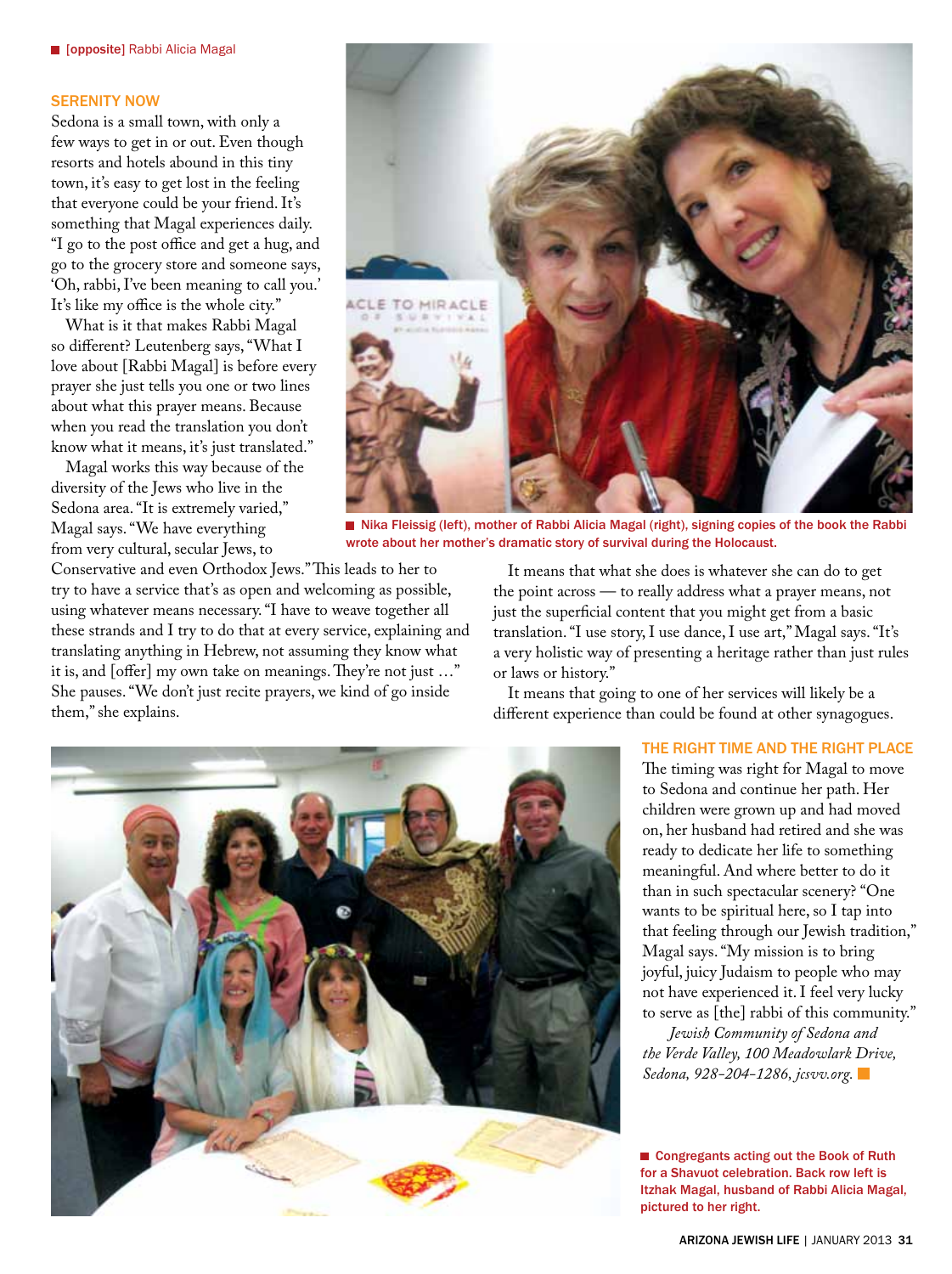■ [opposite] Rabbi Alicia Magal

## SERENITY NOW

Sedona is a small town, with only a few ways to get in or out. Even though resorts and hotels abound in this tiny town, it's easy to get lost in the feeling that everyone could be your friend. It's something that Magal experiences daily. "I go to the post office and get a hug, and go to the grocery store and someone says, 'Oh, rabbi, I've been meaning to call you.' It's like my office is the whole city."

What is it that makes Rabbi Magal so different? Leutenberg says, "What I love about [Rabbi Magal] is before every prayer she just tells you one or two lines about what this prayer means. Because when you read the translation you don't know what it means, it's just translated."

Magal works this way because of the diversity of the Jews who live in the Sedona area. "It is extremely varied," Magal says. "We have everything from very cultural, secular Jews, to Conservative and even Orthodox Jews." This leads to her to try to have a service that's as open and welcoming as possible, using whatever means necessary. "I have to weave together all these strands and I try to do that at every service, explaining and translating anything in Hebrew, not assuming they know what it is, and [offer] my own take on meanings. They're not just …" She pauses. "We don't just recite prayers, we kind of go inside them," she explains.

■ Nika Fleissig (left), mother of Rabbi Alicia Magal (right), signing copies of the book the Rabbi wrote about her mother's dramatic story of survival during the Holocaust.

It means that what she does is whatever she can do to get the point across — to really address what a prayer means, not just the superficial content that you might get from a basic translation. "I use story, I use dance, I use art," Magal says. "It's a very holistic way of presenting a heritage rather than just rules or laws or history."

It means that going to one of her services will likely be a different experience than could be found at other synagogues.

## THE RIGHT TIME AND THE RIGHT PLACE

The timing was right for Magal to move to Sedona and continue her path. Her children were grown up and had moved on, her husband had retired and she was ready to dedicate her life to something meaningful. And where better to do it than in such spectacular scenery? "One wants to be spiritual here, so I tap into that feeling through our Jewish tradition," Magal says. "My mission is to bring joyful, juicy Judaism to people who may not have experienced it. I feel very lucky to serve as [the] rabbi of this community."

*Jewish Community of Sedona and the Verde Valley, 100 Meadowlark Drive, Sedona, 928-204-1286, jcsvv.org.* ■

■ Congregants acting out the Book of Ruth for a Shavuot celebration. Back row left is Itzhak Magal, husband of Rabbi Alicia Magal, pictured to her right.